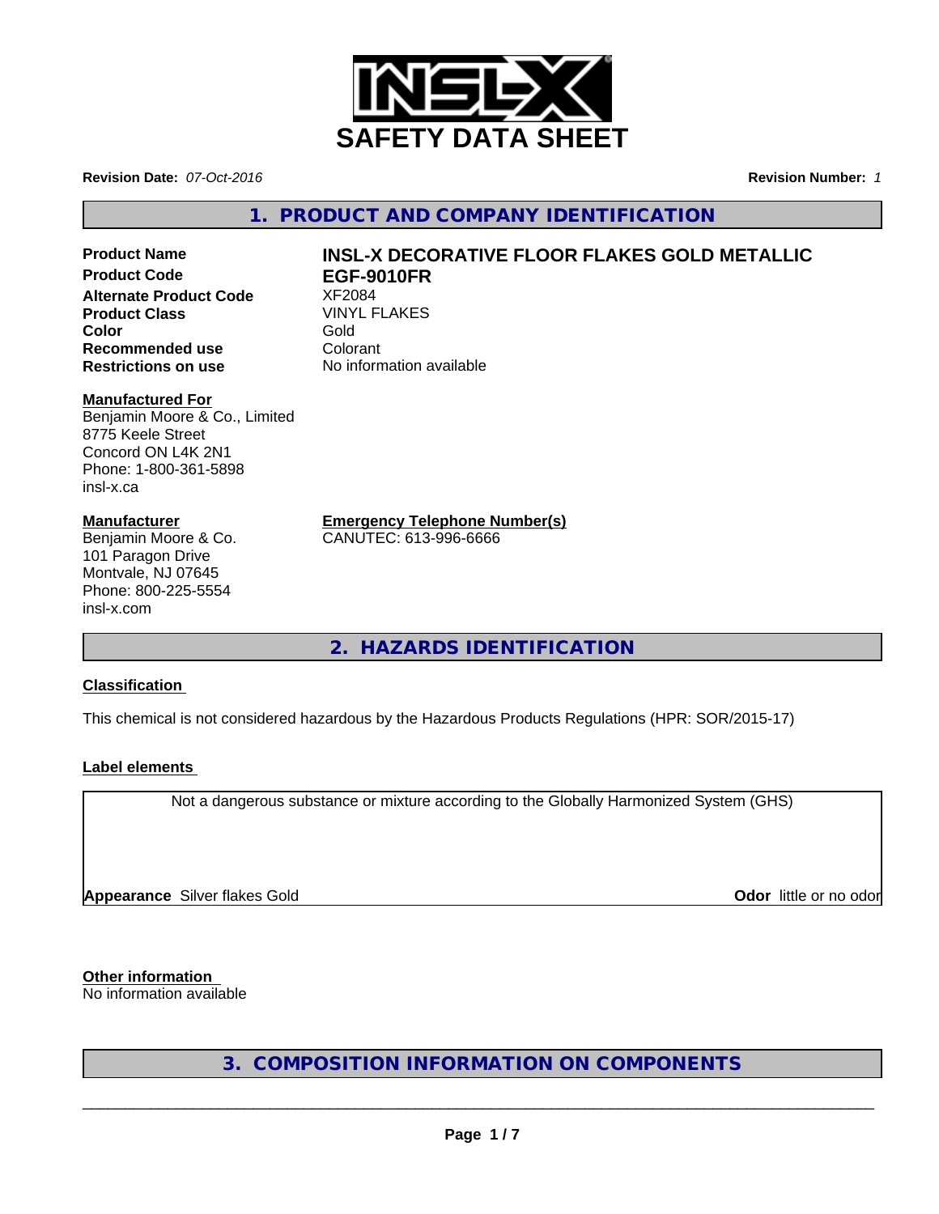# SAFETY DATA SHEET

**Revision Date:** *07-Oct-2016* **Revision Number:** *1*

## 1. PRODUCT AND COMPANY IDENTIFICATION

| | |
|---|---|
| **Product Name** | **INSL-X DECORATIVE FLOOR FLAKES GOLD METALLIC** |
| **Product Code** | **EGF-9010FR** |
| **Alternate Product Code** | XF2084 |
| **Product Class** | VINYL FLAKES |
| **Color** | Gold |
| **Recommended use** | Colorant |
| **Restrictions on use** | No information available |

**Manufactured For**
Benjamin Moore & Co., Limited
8775 Keele Street
Concord ON L4K 2N1
Phone: 1-800-361-5898
insl-x.ca

**Manufacturer**
Benjamin Moore & Co.
101 Paragon Drive
Montvale, NJ 07645
Phone: 800-225-5554
insl-x.com

**Emergency Telephone Number(s)**
CANUTEC: 613-996-6666

## 2. HAZARDS IDENTIFICATION

**Classification**

This chemical is not considered hazardous by the Hazardous Products Regulations (HPR: SOR/2015-17)

**Label elements**

Not a dangerous substance or mixture according to the Globally Harmonized System (GHS)

**Appearance** Silver flakes Gold **Odor** little or no odor

**Other information**
No information available

## 3. COMPOSITION INFORMATION ON COMPONENTS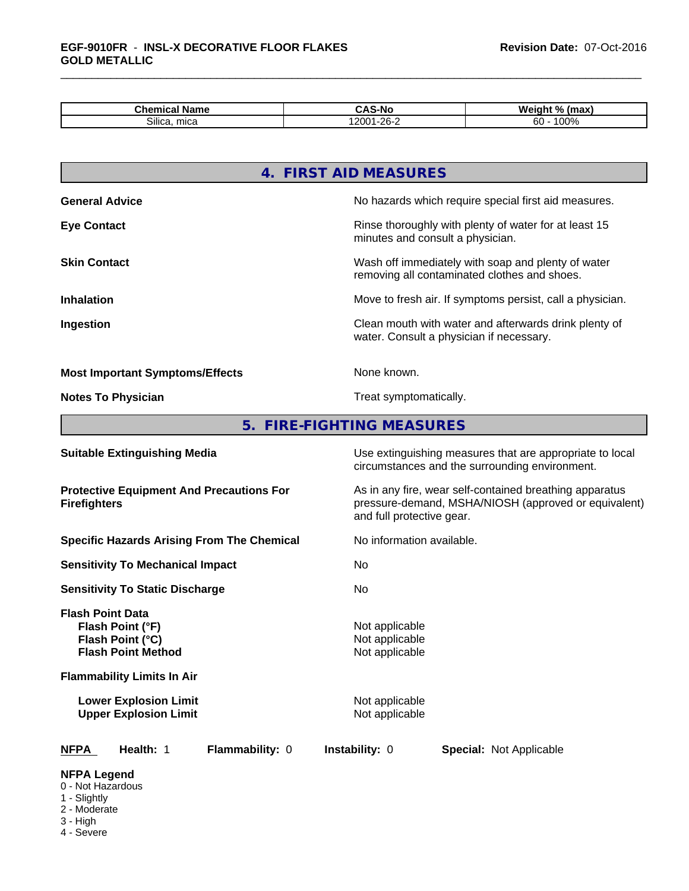| Chemical Name | CAS-No | Weight % (max) |
| --- | --- | --- |
| Silica, mica | 12001-26-2 | 60 - 100% |

## 4. FIRST AID MEASURES

**General Advice**
No hazards which require special first aid measures.

**Eye Contact**
Rinse thoroughly with plenty of water for at least 15 minutes and consult a physician.

**Skin Contact**
Wash off immediately with soap and plenty of water removing all contaminated clothes and shoes.

**Inhalation**
Move to fresh air. If symptoms persist, call a physician.

**Ingestion**
Clean mouth with water and afterwards drink plenty of water. Consult a physician if necessary.

**Most Important Symptoms/Effects**
None known.

**Notes To Physician**
Treat symptomatically.

## 5. FIRE-FIGHTING MEASURES

**Suitable Extinguishing Media**
Use extinguishing measures that are appropriate to local circumstances and the surrounding environment.

**Protective Equipment And Precautions For Firefighters**
As in any fire, wear self-contained breathing apparatus pressure-demand, MSHA/NIOSH (approved or equivalent) and full protective gear.

**Specific Hazards Arising From The Chemical**
No information available.

**Sensitivity To Mechanical Impact**
No

**Sensitivity To Static Discharge**
No

**Flash Point Data**

- **Flash Point (°F)**: Not applicable
- **Flash Point (°C)**: Not applicable
- **Flash Point Method**: Not applicable

**Flammability Limits In Air**

- **Lower Explosion Limit**: Not applicable
- **Upper Explosion Limit**: Not applicable

**NFPA** **Health:** 1 **Flammability:** 0 **Instability:** 0 **Special:** Not Applicable

**NFPA Legend**
0 - Not Hazardous
1 - Slightly
2 - Moderate
3 - High
4 - Severe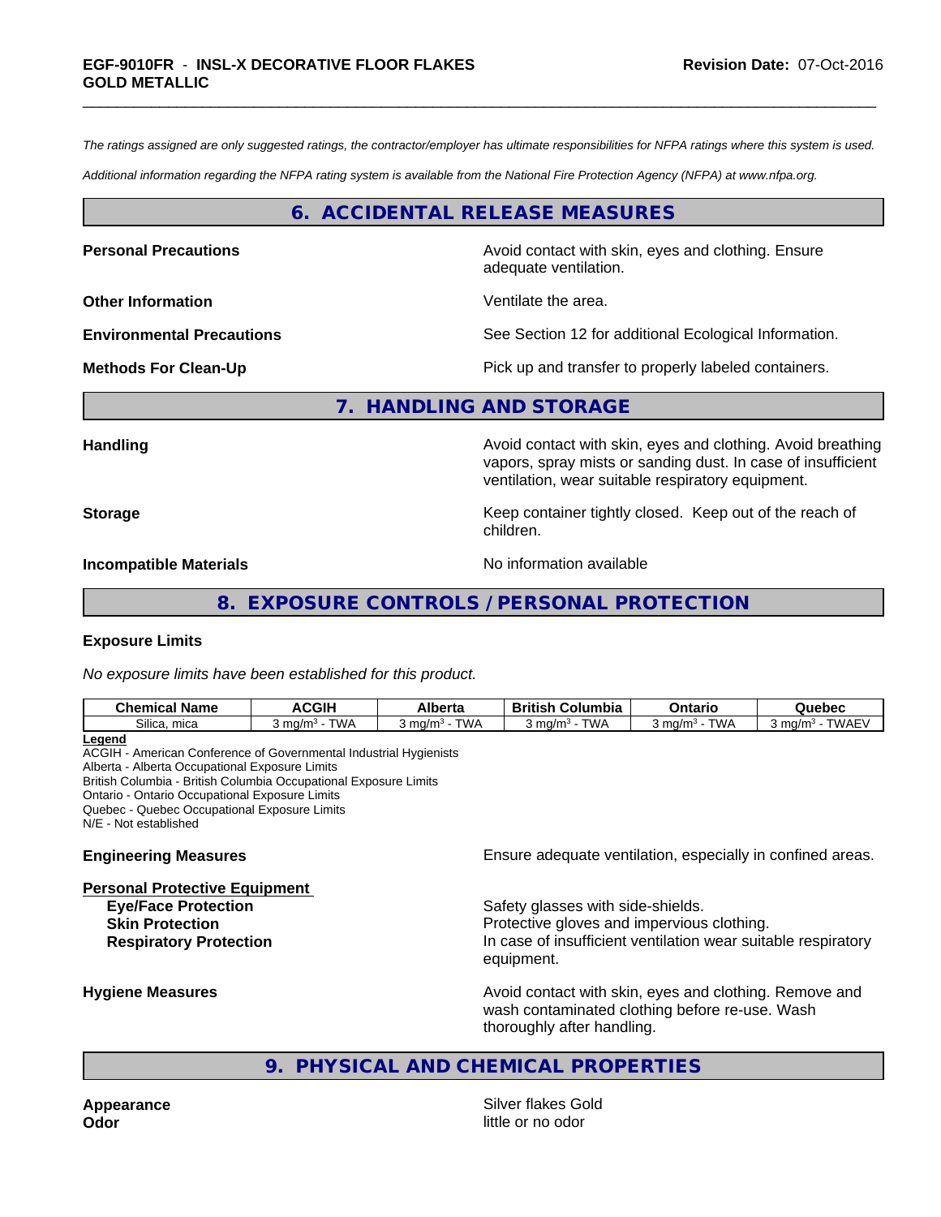*The ratings assigned are only suggested ratings, the contractor/employer has ultimate responsibilities for NFPA ratings where this system is used.*

*Additional information regarding the NFPA rating system is available from the National Fire Protection Agency (NFPA) at www.nfpa.org.*

## 6. ACCIDENTAL RELEASE MEASURES

**Personal Precautions** Avoid contact with skin, eyes and clothing. Ensure adequate ventilation.

**Other Information** Ventilate the area.

**Environmental Precautions** See Section 12 for additional Ecological Information.

**Methods For Clean-Up** Pick up and transfer to properly labeled containers.

## 7. HANDLING AND STORAGE

**Handling** Avoid contact with skin, eyes and clothing. Avoid breathing vapors, spray mists or sanding dust. In case of insufficient ventilation, wear suitable respiratory equipment.

**Storage** Keep container tightly closed. Keep out of the reach of children.

**Incompatible Materials** No information available

## 8. EXPOSURE CONTROLS / PERSONAL PROTECTION

**Exposure Limits**

*No exposure limits have been established for this product.*

| Chemical Name | ACGIH | Alberta | British Columbia | Ontario | Quebec |
|---|---|---|---|---|---|
| Silica, mica | 3 mg/m³ - TWA | 3 mg/m³ - TWA | 3 mg/m³ - TWA | 3 mg/m³ - TWA | 3 mg/m³ - TWAEV |

**Legend**
ACGIH - American Conference of Governmental Industrial Hygienists
Alberta - Alberta Occupational Exposure Limits
British Columbia - British Columbia Occupational Exposure Limits
Ontario - Ontario Occupational Exposure Limits
Quebec - Quebec Occupational Exposure Limits
N/E - Not established

**Engineering Measures** Ensure adequate ventilation, especially in confined areas.

**Personal Protective Equipment**

- **Eye/Face Protection** Safety glasses with side-shields.
- **Skin Protection** Protective gloves and impervious clothing.
- **Respiratory Protection** In case of insufficient ventilation wear suitable respiratory equipment.

**Hygiene Measures** Avoid contact with skin, eyes and clothing. Remove and wash contaminated clothing before re-use. Wash thoroughly after handling.

## 9. PHYSICAL AND CHEMICAL PROPERTIES

**Appearance** Silver flakes Gold
**Odor** little or no odor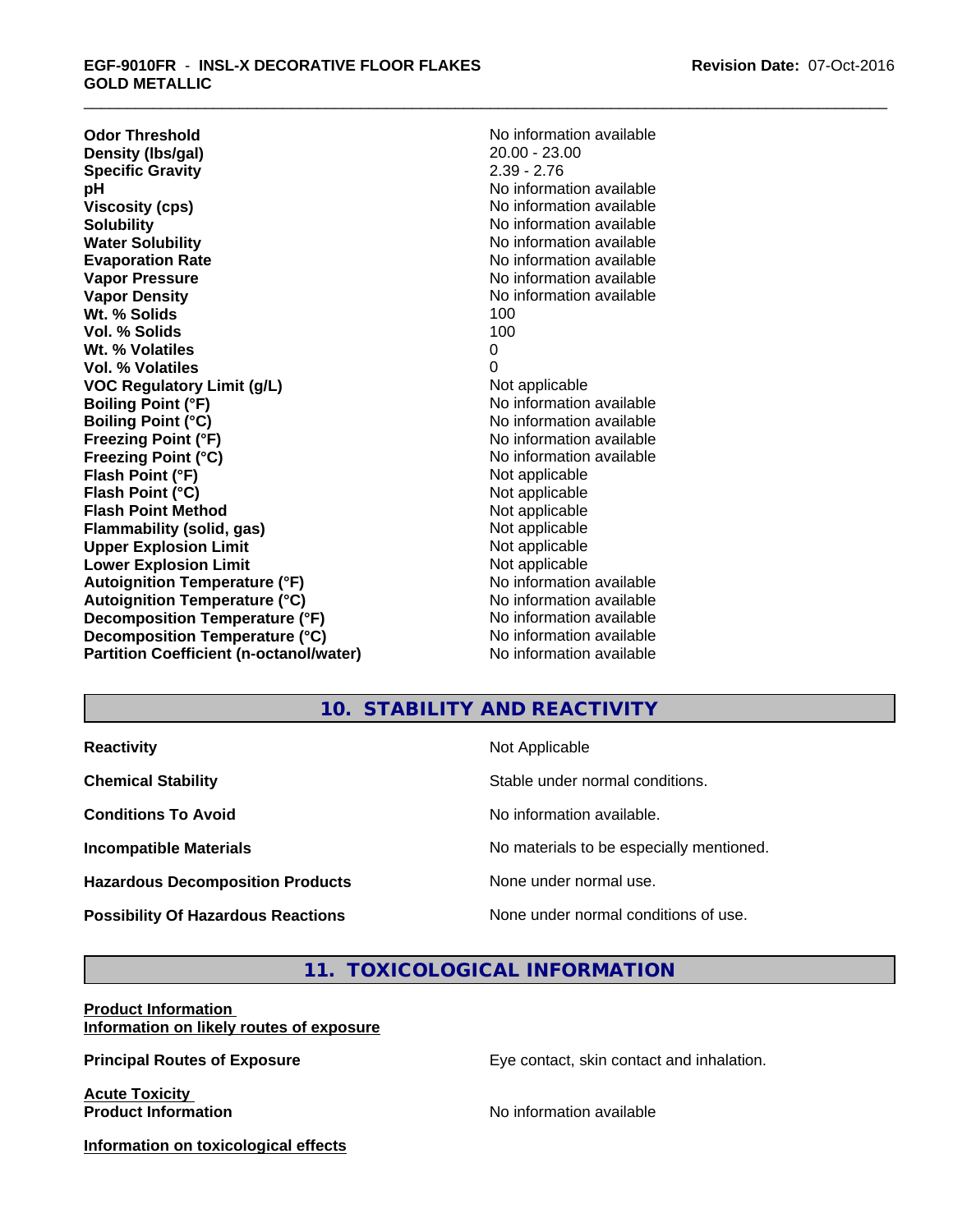| | |
|---|---|
| **Odor Threshold** | No information available |
| **Density (lbs/gal)** | 20.00 - 23.00 |
| **Specific Gravity** | 2.39 - 2.76 |
| **pH** | No information available |
| **Viscosity (cps)** | No information available |
| **Solubility** | No information available |
| **Water Solubility** | No information available |
| **Evaporation Rate** | No information available |
| **Vapor Pressure** | No information available |
| **Vapor Density** | No information available |
| **Wt. % Solids** | 100 |
| **Vol. % Solids** | 100 |
| **Wt. % Volatiles** | 0 |
| **Vol. % Volatiles** | 0 |
| **VOC Regulatory Limit (g/L)** | Not applicable |
| **Boiling Point (°F)** | No information available |
| **Boiling Point (°C)** | No information available |
| **Freezing Point (°F)** | No information available |
| **Freezing Point (°C)** | No information available |
| **Flash Point (°F)** | Not applicable |
| **Flash Point (°C)** | Not applicable |
| **Flash Point Method** | Not applicable |
| **Flammability (solid, gas)** | Not applicable |
| **Upper Explosion Limit** | Not applicable |
| **Lower Explosion Limit** | Not applicable |
| **Autoignition Temperature (°F)** | No information available |
| **Autoignition Temperature (°C)** | No information available |
| **Decomposition Temperature (°F)** | No information available |
| **Decomposition Temperature (°C)** | No information available |
| **Partition Coefficient (n-octanol/water)** | No information available |

## 10. STABILITY AND REACTIVITY

| | |
|---|---|
| **Reactivity** | Not Applicable |
| **Chemical Stability** | Stable under normal conditions. |
| **Conditions To Avoid** | No information available. |
| **Incompatible Materials** | No materials to be especially mentioned. |
| **Hazardous Decomposition Products** | None under normal use. |
| **Possibility Of Hazardous Reactions** | None under normal conditions of use. |

## 11. TOXICOLOGICAL INFORMATION

**Product Information**

**Information on likely routes of exposure**

**Principal Routes of Exposure** — Eye contact, skin contact and inhalation.

**Acute Toxicity**

**Product Information** — No information available

**Information on toxicological effects**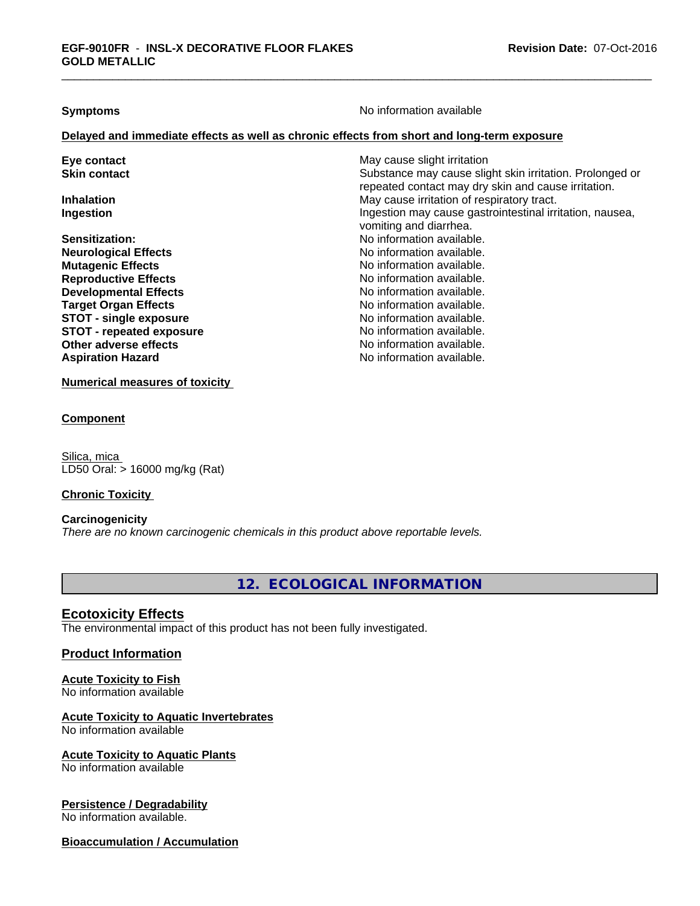**Symptoms** No information available

**Delayed and immediate effects as well as chronic effects from short and long-term exposure**

| | |
|---|---|
| **Eye contact** | May cause slight irritation |
| **Skin contact** | Substance may cause slight skin irritation. Prolonged or repeated contact may dry skin and cause irritation. |
| **Inhalation** | May cause irritation of respiratory tract. |
| **Ingestion** | Ingestion may cause gastrointestinal irritation, nausea, vomiting and diarrhea. |
| **Sensitization:** | No information available. |
| **Neurological Effects** | No information available. |
| **Mutagenic Effects** | No information available. |
| **Reproductive Effects** | No information available. |
| **Developmental Effects** | No information available. |
| **Target Organ Effects** | No information available. |
| **STOT - single exposure** | No information available. |
| **STOT - repeated exposure** | No information available. |
| **Other adverse effects** | No information available. |
| **Aspiration Hazard** | No information available. |

**Numerical measures of toxicity**

**Component**

Silica, mica
LD50 Oral: > 16000 mg/kg (Rat)

**Chronic Toxicity**

**Carcinogenicity**
*There are no known carcinogenic chemicals in this product above reportable levels.*

## 12. ECOLOGICAL INFORMATION

### Ecotoxicity Effects
The environmental impact of this product has not been fully investigated.

### Product Information

**Acute Toxicity to Fish**
No information available

**Acute Toxicity to Aquatic Invertebrates**
No information available

**Acute Toxicity to Aquatic Plants**
No information available

**Persistence / Degradability**
No information available.

**Bioaccumulation / Accumulation**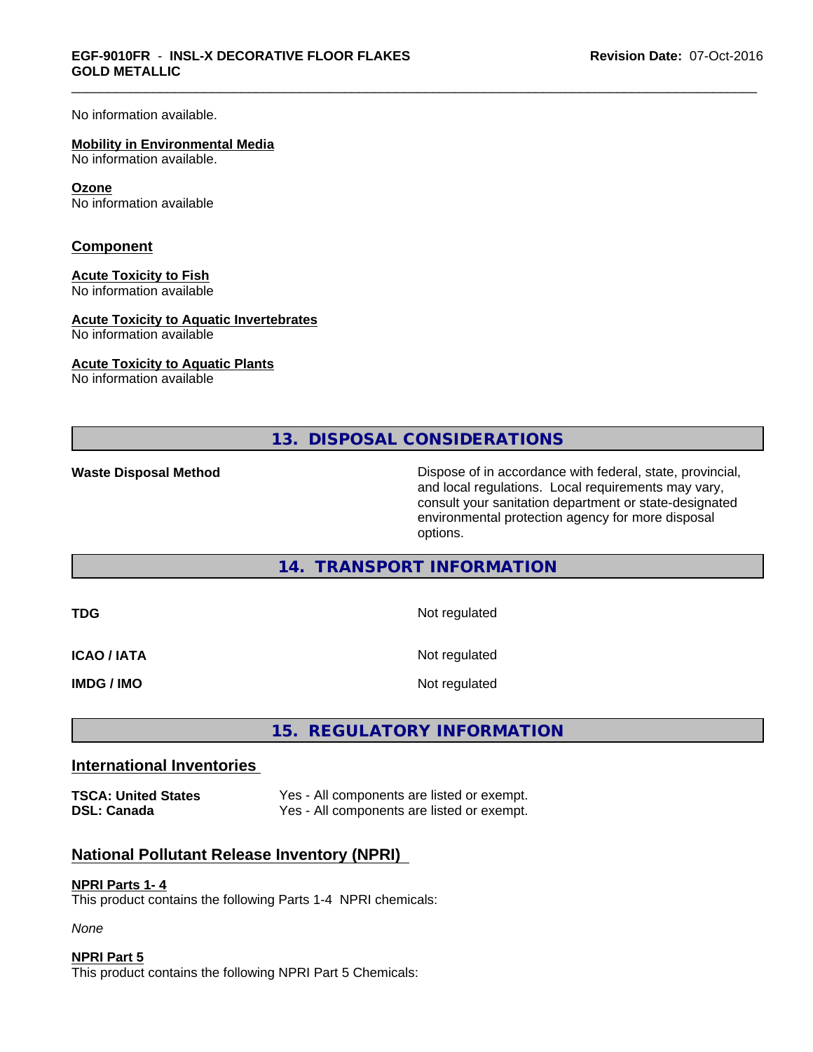No information available.

**Mobility in Environmental Media**
No information available.

**Ozone**
No information available

## Component

**Acute Toxicity to Fish**
No information available

**Acute Toxicity to Aquatic Invertebrates**
No information available

**Acute Toxicity to Aquatic Plants**
No information available

## 13. DISPOSAL CONSIDERATIONS

| | |
|---|---|
| **Waste Disposal Method** | Dispose of in accordance with federal, state, provincial, and local regulations. Local requirements may vary, consult your sanitation department or state-designated environmental protection agency for more disposal options. |

## 14. TRANSPORT INFORMATION

| | |
|---|---|
| **TDG** | Not regulated |
| **ICAO / IATA** | Not regulated |
| **IMDG / IMO** | Not regulated |

## 15. REGULATORY INFORMATION

### International Inventories

| | |
|---|---|
| **TSCA: United States** | Yes - All components are listed or exempt. |
| **DSL: Canada** | Yes - All components are listed or exempt. |

### National Pollutant Release Inventory (NPRI)

**NPRI Parts 1- 4**
This product contains the following Parts 1-4 NPRI chemicals:

*None*

**NPRI Part 5**
This product contains the following NPRI Part 5 Chemicals: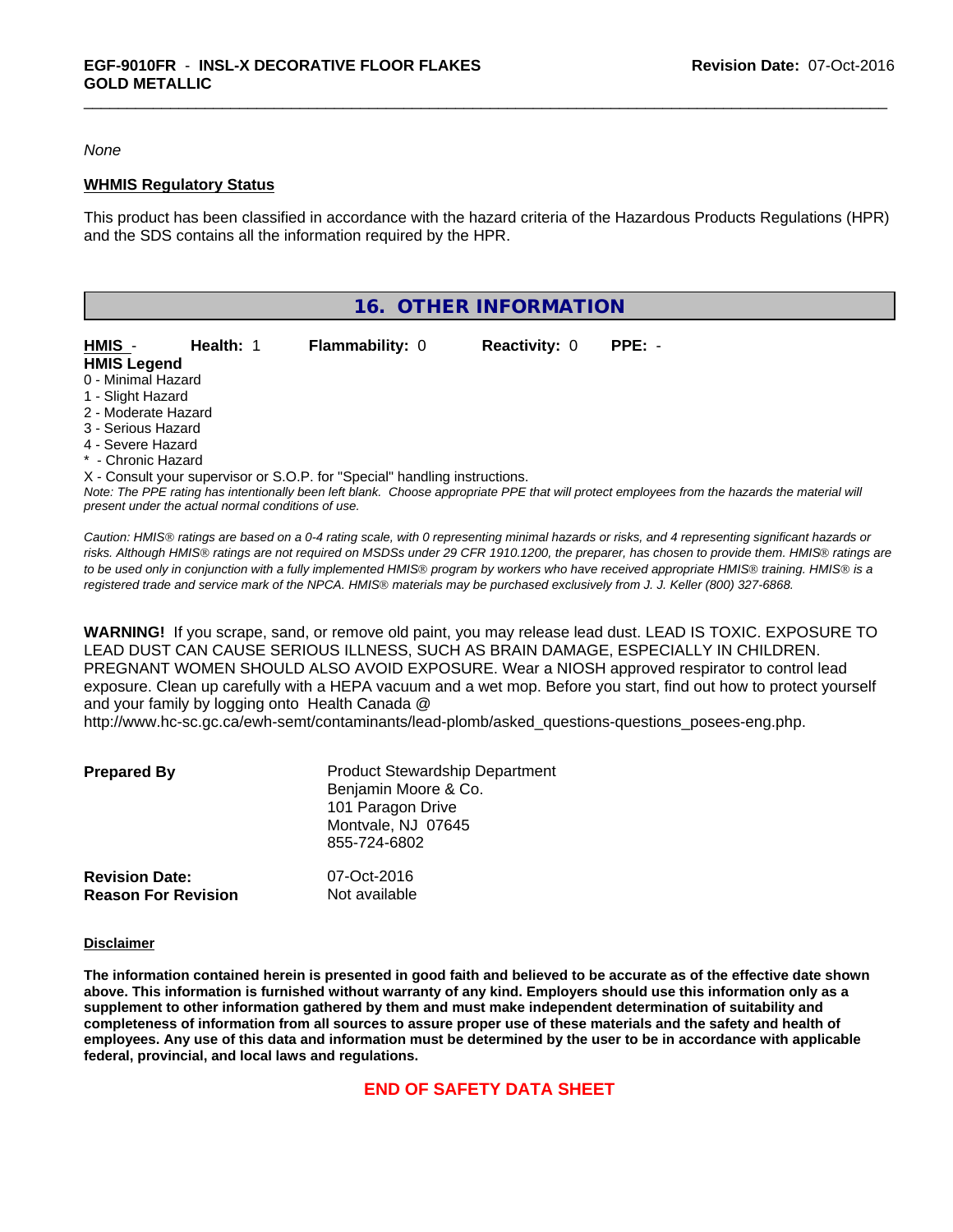*None*

**WHMIS Regulatory Status**

This product has been classified in accordance with the hazard criteria of the Hazardous Products Regulations (HPR) and the SDS contains all the information required by the HPR.

## 16. OTHER INFORMATION

**HMIS** - **Health:** 1 **Flammability:** 0 **Reactivity:** 0 **PPE:** -

**HMIS Legend**

0 - Minimal Hazard
1 - Slight Hazard
2 - Moderate Hazard
3 - Serious Hazard
4 - Severe Hazard
* - Chronic Hazard
X - Consult your supervisor or S.O.P. for "Special" handling instructions.

*Note: The PPE rating has intentionally been left blank. Choose appropriate PPE that will protect employees from the hazards the material will present under the actual normal conditions of use.*

*Caution: HMIS® ratings are based on a 0-4 rating scale, with 0 representing minimal hazards or risks, and 4 representing significant hazards or risks. Although HMIS® ratings are not required on MSDSs under 29 CFR 1910.1200, the preparer, has chosen to provide them. HMIS® ratings are to be used only in conjunction with a fully implemented HMIS® program by workers who have received appropriate HMIS® training. HMIS® is a registered trade and service mark of the NPCA. HMIS® materials may be purchased exclusively from J. J. Keller (800) 327-6868.*

**WARNING!** If you scrape, sand, or remove old paint, you may release lead dust. LEAD IS TOXIC. EXPOSURE TO LEAD DUST CAN CAUSE SERIOUS ILLNESS, SUCH AS BRAIN DAMAGE, ESPECIALLY IN CHILDREN. PREGNANT WOMEN SHOULD ALSO AVOID EXPOSURE. Wear a NIOSH approved respirator to control lead exposure. Clean up carefully with a HEPA vacuum and a wet mop. Before you start, find out how to protect yourself and your family by logging onto Health Canada @ http://www.hc-sc.gc.ca/ewh-semt/contaminants/lead-plomb/asked_questions-questions_posees-eng.php.

| | |
|---|---|
| **Prepared By** | Product Stewardship Department<br>Benjamin Moore & Co.<br>101 Paragon Drive<br>Montvale, NJ 07645<br>855-724-6802 |
| **Revision Date:** | 07-Oct-2016 |
| **Reason For Revision** | Not available |

**Disclaimer**

**The information contained herein is presented in good faith and believed to be accurate as of the effective date shown above. This information is furnished without warranty of any kind. Employers should use this information only as a supplement to other information gathered by them and must make independent determination of suitability and completeness of information from all sources to assure proper use of these materials and the safety and health of employees. Any use of this data and information must be determined by the user to be in accordance with applicable federal, provincial, and local laws and regulations.**

**END OF SAFETY DATA SHEET**